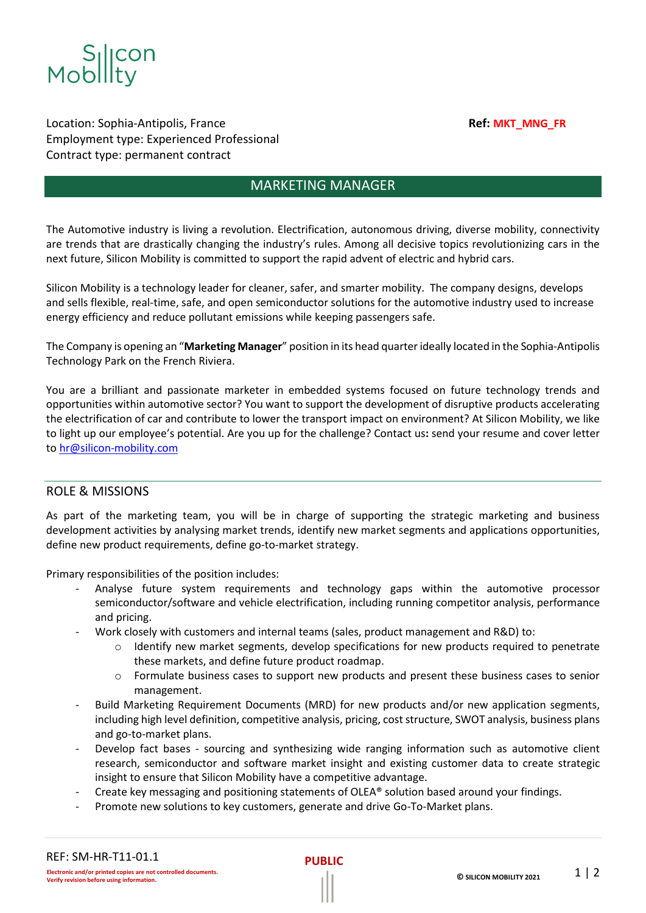Location: Sophia-Antipolis, France

Employment type: Experienced Professional

Contract type: permanent contract

**Ref: MKT_MNG_FR**

# MARKETING MANAGER

The Automotive industry is living a revolution. Electrification, autonomous driving, diverse mobility, connectivity are trends that are drastically changing the industry's rules. Among all decisive topics revolutionizing cars in the next future, Silicon Mobility is committed to support the rapid advent of electric and hybrid cars.

Silicon Mobility is a technology leader for cleaner, safer, and smarter mobility. The company designs, develops and sells flexible, real-time, safe, and open semiconductor solutions for the automotive industry used to increase energy efficiency and reduce pollutant emissions while keeping passengers safe.

The Company is opening an "**Marketing Manager**" position in its head quarter ideally located in the Sophia-Antipolis Technology Park on the French Riviera.

You are a brilliant and passionate marketer in embedded systems focused on future technology trends and opportunities within automotive sector? You want to support the development of disruptive products accelerating the electrification of car and contribute to lower the transport impact on environment? At Silicon Mobility, we like to light up our employee's potential. Are you up for the challenge? Contact us**:** send your resume and cover letter to hr@silicon-mobility.com

## ROLE & MISSIONS

As part of the marketing team, you will be in charge of supporting the strategic marketing and business development activities by analysing market trends, identify new market segments and applications opportunities, define new product requirements, define go-to-market strategy.

Primary responsibilities of the position includes:

- Analyse future system requirements and technology gaps within the automotive processor semiconductor/software and vehicle electrification, including running competitor analysis, performance and pricing.
- Work closely with customers and internal teams (sales, product management and R&D) to:
  - Identify new market segments, develop specifications for new products required to penetrate these markets, and define future product roadmap.
  - Formulate business cases to support new products and present these business cases to senior management.
- Build Marketing Requirement Documents (MRD) for new products and/or new application segments, including high level definition, competitive analysis, pricing, cost structure, SWOT analysis, business plans and go-to-market plans.
- Develop fact bases - sourcing and synthesizing wide ranging information such as automotive client research, semiconductor and software market insight and existing customer data to create strategic insight to ensure that Silicon Mobility have a competitive advantage.
- Create key messaging and positioning statements of OLEA® solution based around your findings.
- Promote new solutions to key customers, generate and drive Go-To-Market plans.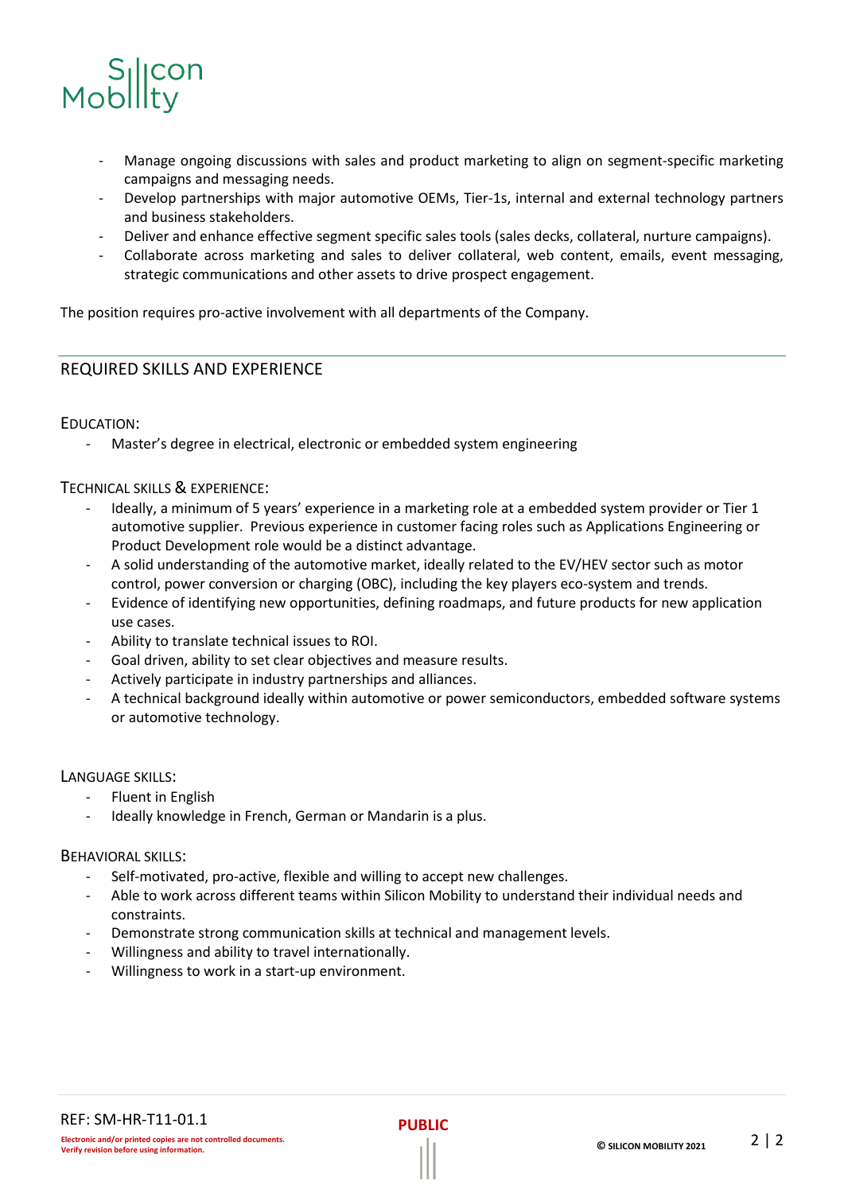- Manage ongoing discussions with sales and product marketing to align on segment-specific marketing campaigns and messaging needs.
- Develop partnerships with major automotive OEMs, Tier-1s, internal and external technology partners and business stakeholders.
- Deliver and enhance effective segment specific sales tools (sales decks, collateral, nurture campaigns).
- Collaborate across marketing and sales to deliver collateral, web content, emails, event messaging, strategic communications and other assets to drive prospect engagement.

The position requires pro-active involvement with all departments of the Company.

## REQUIRED SKILLS AND EXPERIENCE

### EDUCATION:

- Master's degree in electrical, electronic or embedded system engineering

### TECHNICAL SKILLS & EXPERIENCE:

- Ideally, a minimum of 5 years' experience in a marketing role at a embedded system provider or Tier 1 automotive supplier. Previous experience in customer facing roles such as Applications Engineering or Product Development role would be a distinct advantage.
- A solid understanding of the automotive market, ideally related to the EV/HEV sector such as motor control, power conversion or charging (OBC), including the key players eco-system and trends.
- Evidence of identifying new opportunities, defining roadmaps, and future products for new application use cases.
- Ability to translate technical issues to ROI.
- Goal driven, ability to set clear objectives and measure results.
- Actively participate in industry partnerships and alliances.
- A technical background ideally within automotive or power semiconductors, embedded software systems or automotive technology.

### LANGUAGE SKILLS:

- Fluent in English
- Ideally knowledge in French, German or Mandarin is a plus.

### BEHAVIORAL SKILLS:

- Self-motivated, pro-active, flexible and willing to accept new challenges.
- Able to work across different teams within Silicon Mobility to understand their individual needs and constraints.
- Demonstrate strong communication skills at technical and management levels.
- Willingness and ability to travel internationally.
- Willingness to work in a start-up environment.